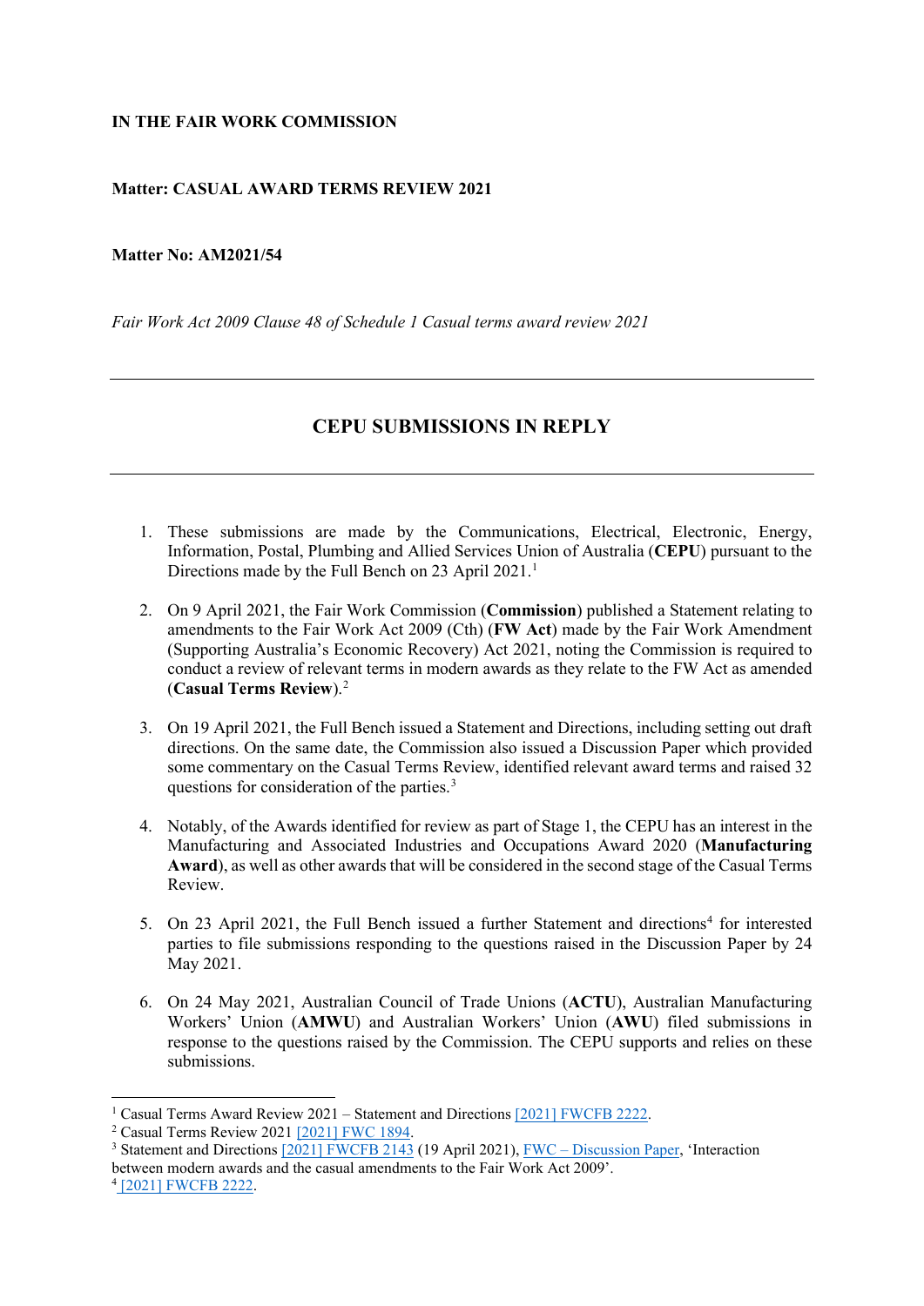**IN THE FAIR WORK COMMISSION**

**Matter: CASUAL AWARD TERMS REVIEW 2021**

**Matter No: AM2021/54**

*Fair Work Act 2009 Clause 48 of Schedule 1 Casual terms award review 2021*

---

## CEPU SUBMISSIONS IN REPLY

---

1. These submissions are made by the Communications, Electrical, Electronic, Energy, Information, Postal, Plumbing and Allied Services Union of Australia (**CEPU**) pursuant to the Directions made by the Full Bench on 23 April 2021.[1]

2. On 9 April 2021, the Fair Work Commission (**Commission**) published a Statement relating to amendments to the Fair Work Act 2009 (Cth) (**FW Act**) made by the Fair Work Amendment (Supporting Australia's Economic Recovery) Act 2021, noting the Commission is required to conduct a review of relevant terms in modern awards as they relate to the FW Act as amended (**Casual Terms Review**).[2]

3. On 19 April 2021, the Full Bench issued a Statement and Directions, including setting out draft directions. On the same date, the Commission also issued a Discussion Paper which provided some commentary on the Casual Terms Review, identified relevant award terms and raised 32 questions for consideration of the parties.[3]

4. Notably, of the Awards identified for review as part of Stage 1, the CEPU has an interest in the Manufacturing and Associated Industries and Occupations Award 2020 (**Manufacturing Award**), as well as other awards that will be considered in the second stage of the Casual Terms Review.

5. On 23 April 2021, the Full Bench issued a further Statement and directions[4] for interested parties to file submissions responding to the questions raised in the Discussion Paper by 24 May 2021.

6. On 24 May 2021, Australian Council of Trade Unions (**ACTU**), Australian Manufacturing Workers' Union (**AMWU**) and Australian Workers' Union (**AWU**) filed submissions in response to the questions raised by the Commission. The CEPU supports and relies on these submissions.

---

[1] Casual Terms Award Review 2021 – Statement and Directions [2021] FWCFB 2222.

[2] Casual Terms Review 2021 [2021] FWC 1894.

[3] Statement and Directions [2021] FWCFB 2143 (19 April 2021), FWC – Discussion Paper, 'Interaction between modern awards and the casual amendments to the Fair Work Act 2009'.

[4] [2021] FWCFB 2222.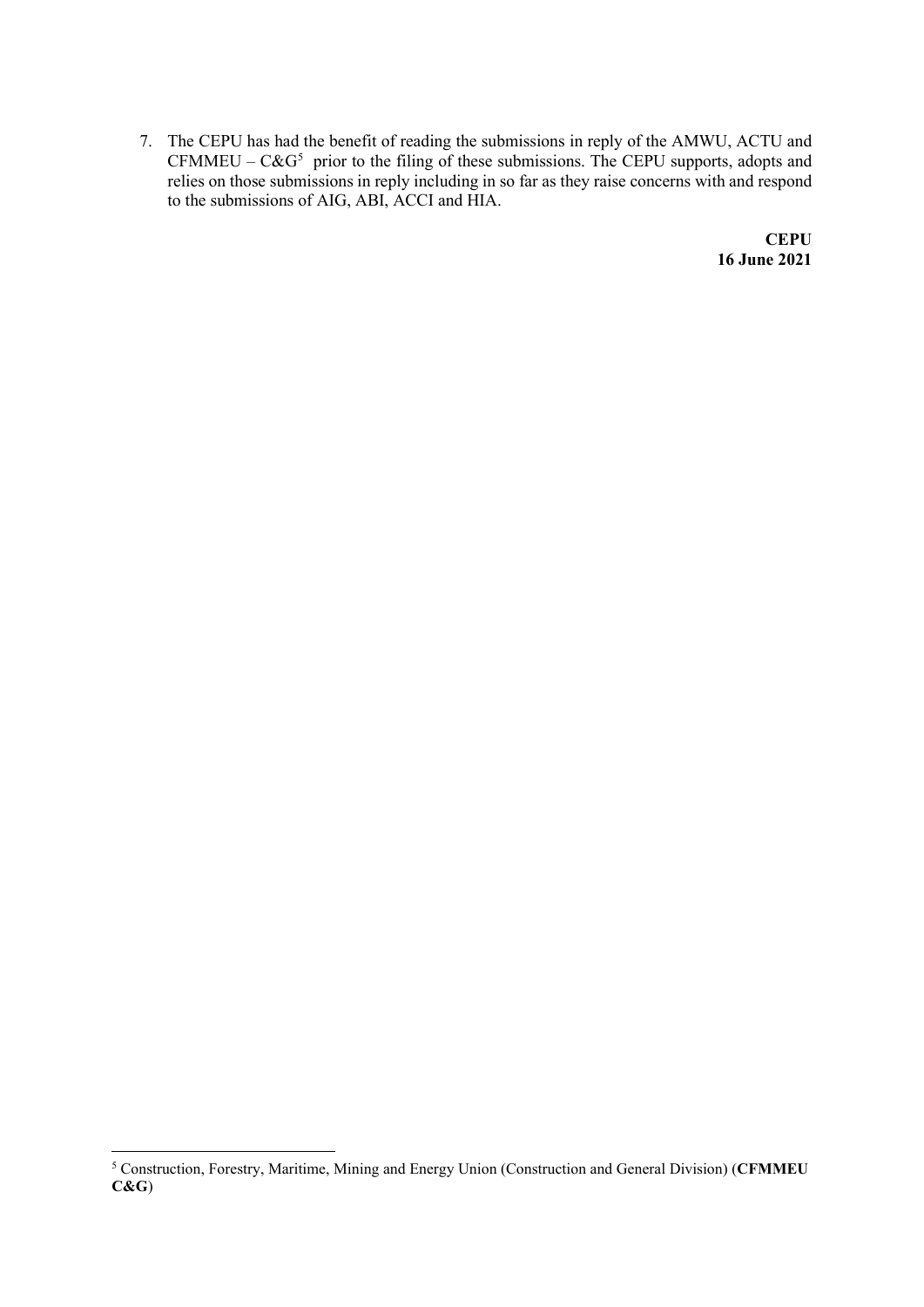7. The CEPU has had the benefit of reading the submissions in reply of the AMWU, ACTU and CFMMEU – C&G[5] prior to the filing of these submissions. The CEPU supports, adopts and relies on those submissions in reply including in so far as they raise concerns with and respond to the submissions of AIG, ABI, ACCI and HIA.

**CEPU**
**16 June 2021**

---

[5] Construction, Forestry, Maritime, Mining and Energy Union (Construction and General Division) (**CFMMEU C&G**)